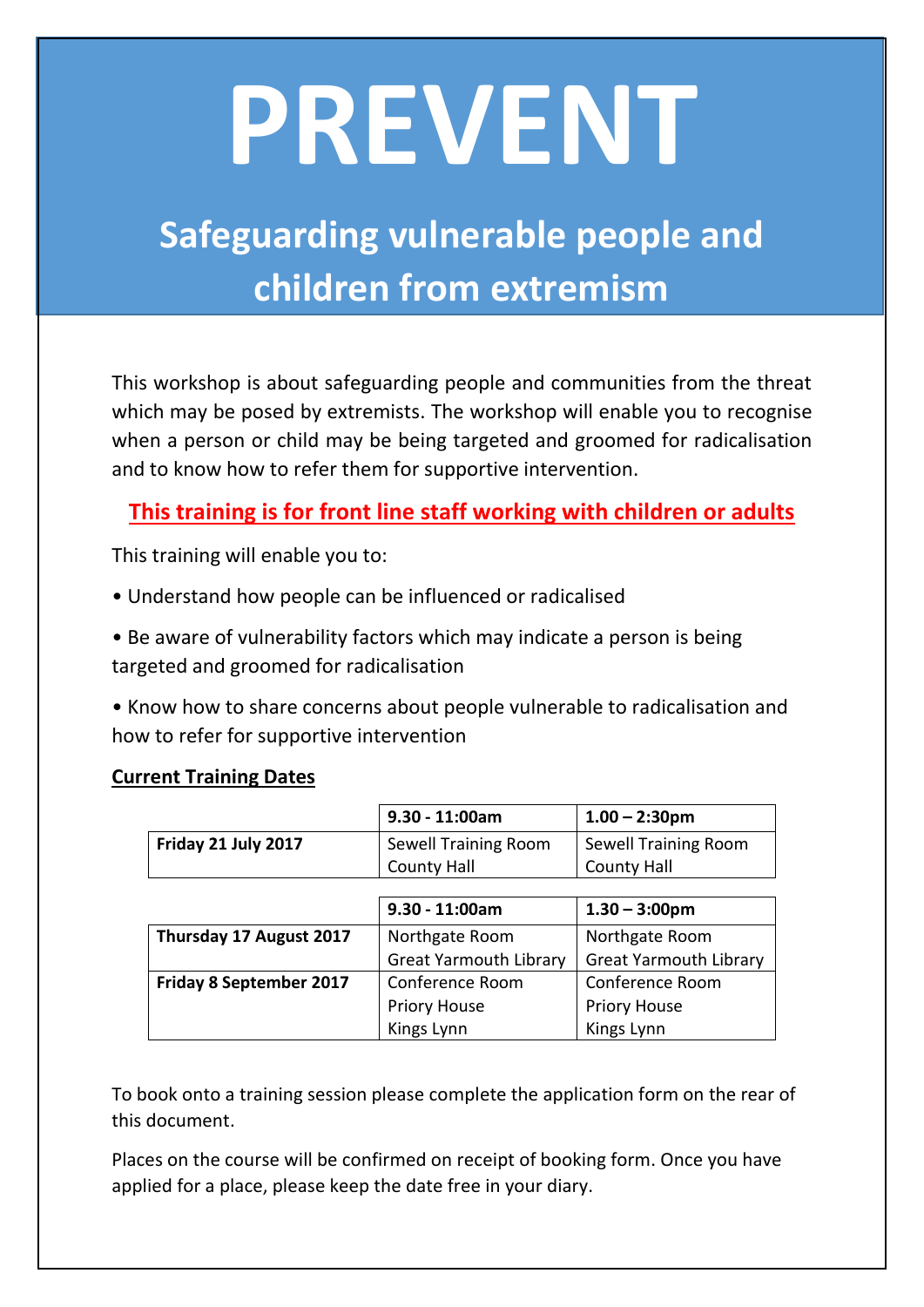# PREVENT

## Safeguarding vulnerable people and children from extremism

This workshop is about safeguarding people and communities from the threat which may be posed by extremists. The workshop will enable you to recognise when a person or child may be being targeted and groomed for radicalisation and to know how to refer them for supportive intervention.

**This training is for front line staff working with children or adults**

This training will enable you to:

- Understand how people can be influenced or radicalised
- Be aware of vulnerability factors which may indicate a person is being targeted and groomed for radicalisation
- Know how to share concerns about people vulnerable to radicalisation and how to refer for supportive intervention

**Current Training Dates**

| | **9.30 - 11:00am** | **1.00 – 2:30pm** |
|---|---|---|
| **Friday 21 July 2017** | Sewell Training Room County Hall | Sewell Training Room County Hall |

| | **9.30 - 11:00am** | **1.30 – 3:00pm** |
|---|---|---|
| **Thursday 17 August 2017** | Northgate Room Great Yarmouth Library | Northgate Room Great Yarmouth Library |
| **Friday 8 September 2017** | Conference Room Priory House Kings Lynn | Conference Room Priory House Kings Lynn |

To book onto a training session please complete the application form on the rear of this document.

Places on the course will be confirmed on receipt of booking form. Once you have applied for a place, please keep the date free in your diary.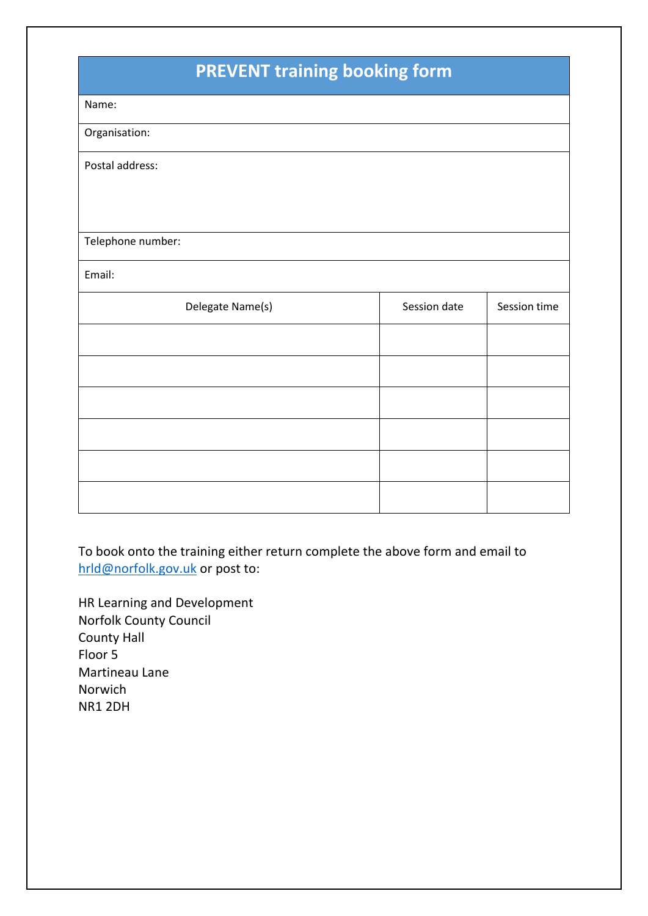# PREVENT training booking form

Name:

Organisation:

Postal address:

Telephone number:

Email:

| Delegate Name(s) | Session date | Session time |
|---|---|---|
| | | |
| | | |
| | | |
| | | |
| | | |
| | | |

To book onto the training either return complete the above form and email to hrld@norfolk.gov.uk or post to:

HR Learning and Development
Norfolk County Council
County Hall
Floor 5
Martineau Lane
Norwich
NR1 2DH